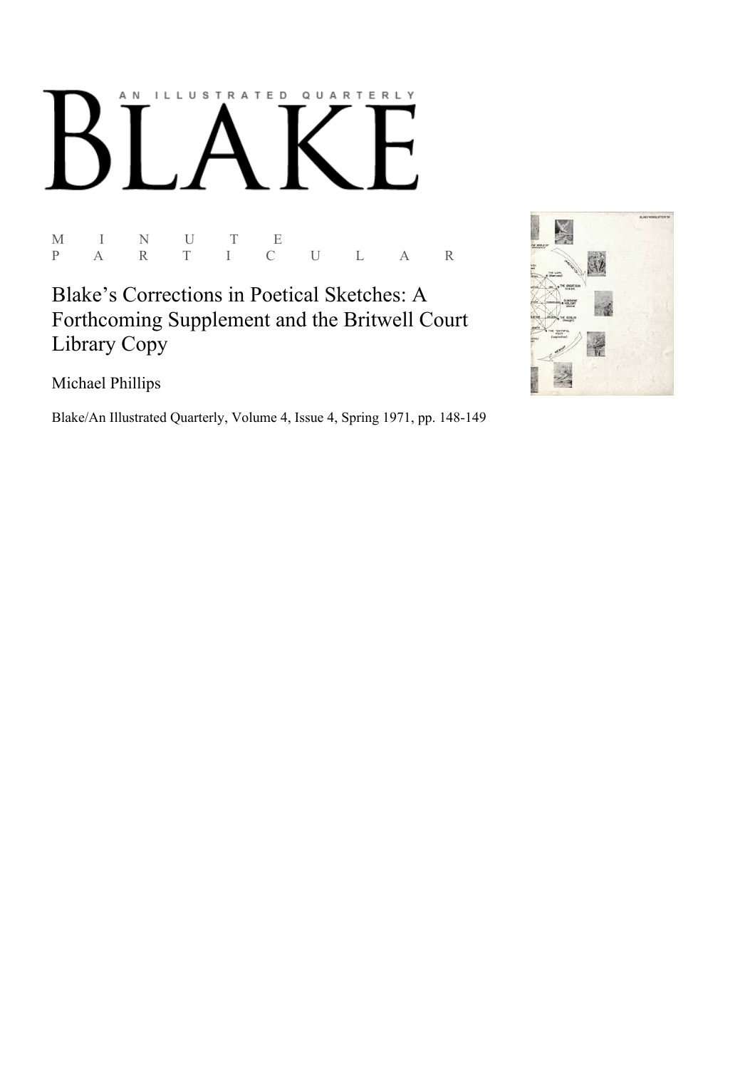AN ILLUSTRATED QUARTERLY

# BLAKE

M I N U T E
P A R T I C U L A R

## Blake's Corrections in Poetical Sketches: A Forthcoming Supplement and the Britwell Court Library Copy

Michael Phillips

Blake/An Illustrated Quarterly, Volume 4, Issue 4, Spring 1971, pp. 148-149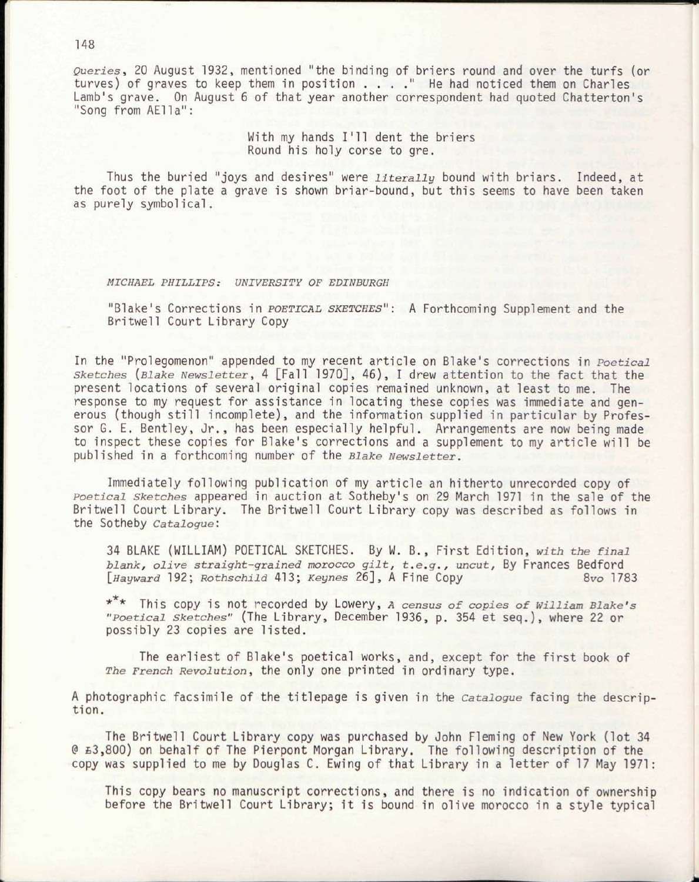*Queries*, 20 August 1932, mentioned "the binding of briers round and over the turfs (or turves) of graves to keep them in position . . . ." He had noticed them on Charles Lamb's grave. On August 6 of that year another correspondent had quoted Chatterton's "Song from AEll a":

> With my hands I'll dent the briers
> Round his holy corse to gre.

Thus the buried "joys and desires" were *literally* bound with briars. Indeed, at the foot of the plate a grave is shown briar-bound, but this seems to have been taken as purely symbolical.

*MICHAEL PHILLIPS: UNIVERSITY OF EDINBURGH*

"Blake's Corrections in *POETICAL SKETCHES*": A Forthcoming Supplement and the Britwell Court Library Copy

In the "Prolegomenon" appended to my recent article on Blake's corrections in *Poetical Sketches* (*Blake Newsletter*, 4 [Fall 1970], 46), I drew attention to the fact that the present locations of several original copies remained unknown, at least to me. The response to my request for assistance in locating these copies was immediate and generous (though still incomplete), and the information supplied in particular by Professor G. E. Bentley, Jr., has been especially helpful. Arrangements are now being made to inspect these copies for Blake's corrections and a supplement to my article will be published in a forthcoming number of the *Blake Newsletter*.

Immediately following publication of my article an hitherto unrecorded copy of *Poetical Sketches* appeared in auction at Sotheby's on 29 March 1971 in the sale of the Britwell Court Library. The Britwell Court Library copy was described as follows in the Sotheby *Catalogue*:

> 34 BLAKE (WILLIAM) POETICAL SKETCHES. By W. B., First Edition, *with the final blank, olive straight-grained morocco gilt, t.e.g., uncut*, By Frances Bedford [*Hayward* 192; *Rothschild* 413; *Keynes* 26], A Fine Copy *8vo* 1783
>
> \*\*\* This copy is not recorded by Lowery, *A census of copies of William Blake's "Poetical Sketches"* (The Library, December 1936, p. 354 et seq.), where 22 or possibly 23 copies are listed.
>
> The earliest of Blake's poetical works, and, except for the first book of *The French Revolution*, the only one printed in ordinary type.

A photographic facsimile of the titlepage is given in the *Catalogue* facing the description.

The Britwell Court Library copy was purchased by John Fleming of New York (lot 34 @ £3,800) on behalf of The Pierpont Morgan Library. The following description of the copy was supplied to me by Douglas C. Ewing of that Library in a letter of 17 May 1971:

> This copy bears no manuscript corrections, and there is no indication of ownership before the Britwell Court Library; it is bound in olive morocco in a style typical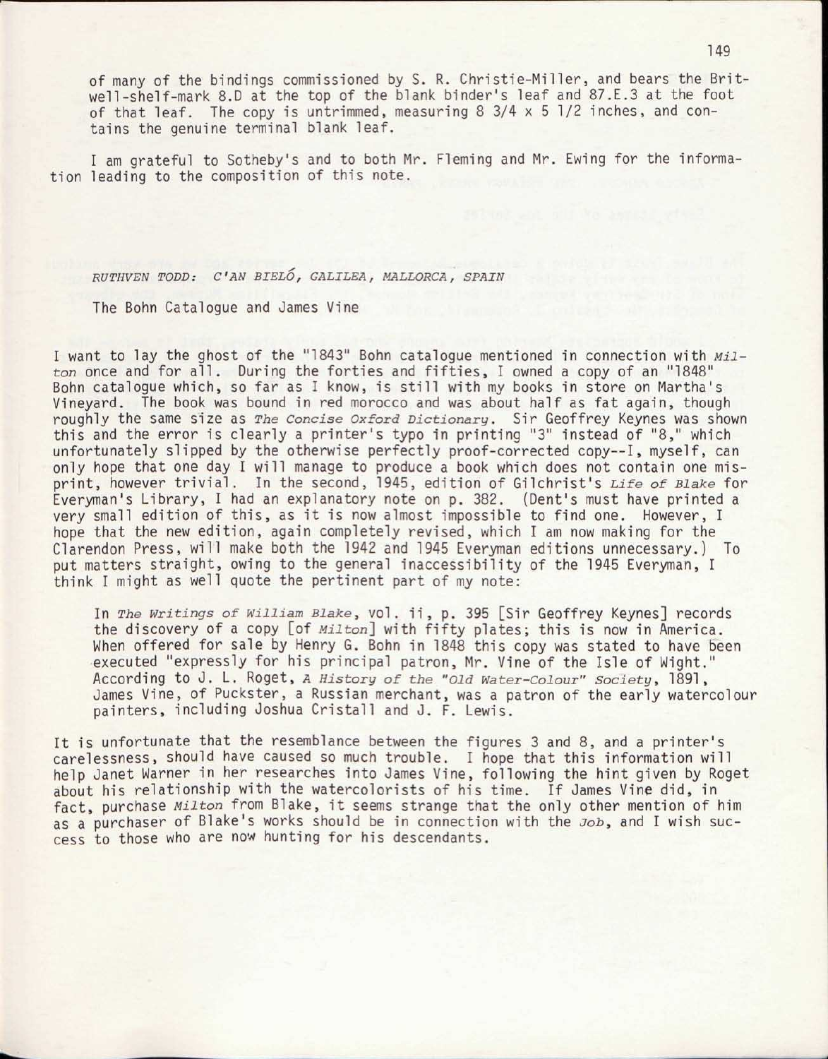of many of the bindings commissioned by S. R. Christie-Miller, and bears the Britwell-shelf-mark 8.D at the top of the blank binder's leaf and 87.E.3 at the foot of that leaf. The copy is untrimmed, measuring 8 3/4 x 5 1/2 inches, and contains the genuine terminal blank leaf.

I am grateful to Sotheby's and to both Mr. Fleming and Mr. Ewing for the information leading to the composition of this note.

*RUTHVEN TODD: C'AN BIELÓ, GALILEA, MALLORCA, SPAIN*

## The Bohn Catalogue and James Vine

I want to lay the ghost of the "1843" Bohn catalogue mentioned in connection with *Milton* once and for all. During the forties and fifties, I owned a copy of an "1848" Bohn catalogue which, so far as I know, is still with my books in store on Martha's Vineyard. The book was bound in red morocco and was about half as fat again, though roughly the same size as *The Concise Oxford Dictionary*. Sir Geoffrey Keynes was shown this and the error is clearly a printer's typo in printing "3" instead of "8," which unfortunately slipped by the otherwise perfectly proof-corrected copy--I, myself, can only hope that one day I will manage to produce a book which does not contain one misprint, however trivial. In the second, 1945, edition of Gilchrist's *Life of Blake* for Everyman's Library, I had an explanatory note on p. 382. (Dent's must have printed a very small edition of this, as it is now almost impossible to find one. However, I hope that the new edition, again completely revised, which I am now making for the Clarendon Press, will make both the 1942 and 1945 Everyman editions unnecessary.) To put matters straight, owing to the general inaccessibility of the 1945 Everyman, I think I might as well quote the pertinent part of my note:

> In *The Writings of William Blake*, vol. ii, p. 395 [Sir Geoffrey Keynes] records the discovery of a copy [of *Milton*] with fifty plates; this is now in America. When offered for sale by Henry G. Bohn in 1848 this copy was stated to have been executed "expressly for his principal patron, Mr. Vine of the Isle of Wight." According to J. L. Roget, *A History of the "Old Water-Colour" Society*, 1891, James Vine, of Puckster, a Russian merchant, was a patron of the early watercolour painters, including Joshua Cristall and J. F. Lewis.

It is unfortunate that the resemblance between the figures 3 and 8, and a printer's carelessness, should have caused so much trouble. I hope that this information will help Janet Warner in her researches into James Vine, following the hint given by Roget about his relationship with the watercolorists of his time. If James Vine did, in fact, purchase *Milton* from Blake, it seems strange that the only other mention of him as a purchaser of Blake's works should be in connection with the *Job*, and I wish success to those who are now hunting for his descendants.